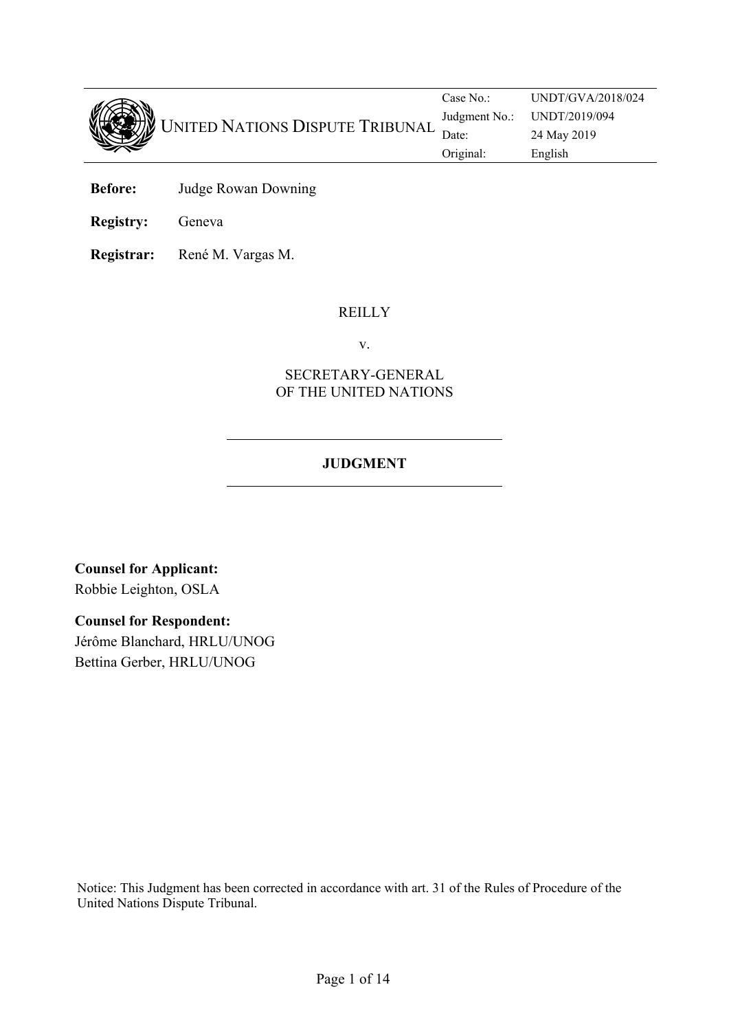United Nations Dispute Tribunal

| | |
|---|---|
| Case No.: | UNDT/GVA/2018/024 |
| Judgment No.: | UNDT/2019/094 |
| Date: | 24 May 2019 |
| Original: | English |

**Before:** Judge Rowan Downing

**Registry:** Geneva

**Registrar:** René M. Vargas M.

REILLY

v.

SECRETARY-GENERAL
OF THE UNITED NATIONS

## JUDGMENT

**Counsel for Applicant:**
Robbie Leighton, OSLA

**Counsel for Respondent:**
Jérôme Blanchard, HRLU/UNOG
Bettina Gerber, HRLU/UNOG

Notice: This Judgment has been corrected in accordance with art. 31 of the Rules of Procedure of the United Nations Dispute Tribunal.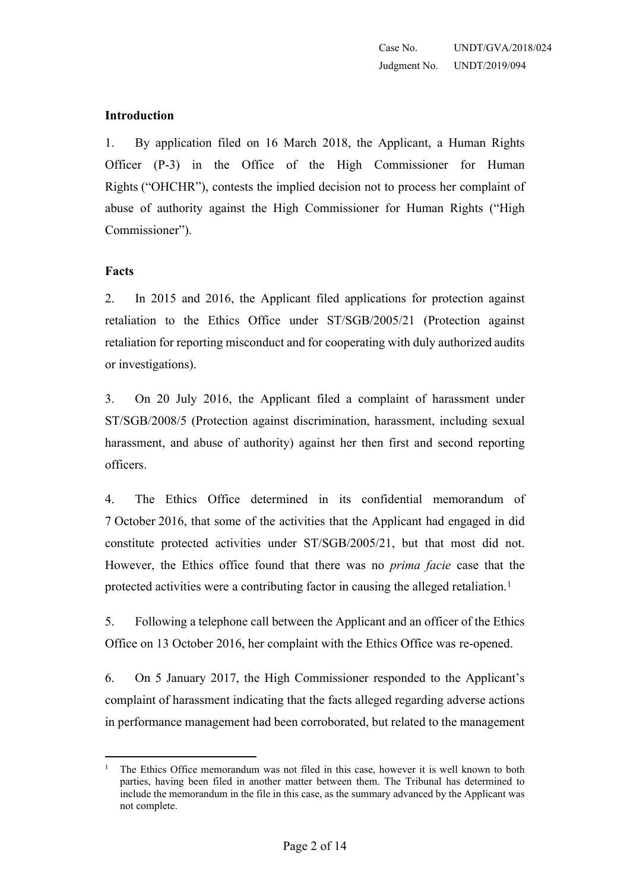## Introduction

1. By application filed on 16 March 2018, the Applicant, a Human Rights Officer (P-3) in the Office of the High Commissioner for Human Rights ("OHCHR"), contests the implied decision not to process her complaint of abuse of authority against the High Commissioner for Human Rights ("High Commissioner").

## Facts

2. In 2015 and 2016, the Applicant filed applications for protection against retaliation to the Ethics Office under ST/SGB/2005/21 (Protection against retaliation for reporting misconduct and for cooperating with duly authorized audits or investigations).

3. On 20 July 2016, the Applicant filed a complaint of harassment under ST/SGB/2008/5 (Protection against discrimination, harassment, including sexual harassment, and abuse of authority) against her then first and second reporting officers.

4. The Ethics Office determined in its confidential memorandum of 7 October 2016, that some of the activities that the Applicant had engaged in did constitute protected activities under ST/SGB/2005/21, but that most did not. However, the Ethics office found that there was no *prima facie* case that the protected activities were a contributing factor in causing the alleged retaliation.[1]

5. Following a telephone call between the Applicant and an officer of the Ethics Office on 13 October 2016, her complaint with the Ethics Office was re-opened.

6. On 5 January 2017, the High Commissioner responded to the Applicant's complaint of harassment indicating that the facts alleged regarding adverse actions in performance management had been corroborated, but related to the management

[1] The Ethics Office memorandum was not filed in this case, however it is well known to both parties, having been filed in another matter between them. The Tribunal has determined to include the memorandum in the file in this case, as the summary advanced by the Applicant was not complete.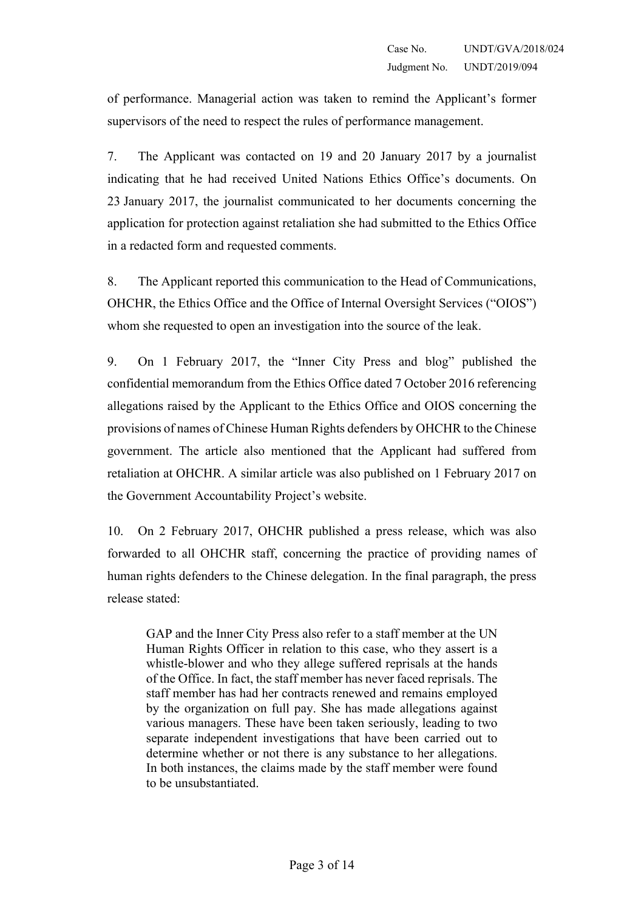of performance. Managerial action was taken to remind the Applicant's former supervisors of the need to respect the rules of performance management.

7. The Applicant was contacted on 19 and 20 January 2017 by a journalist indicating that he had received United Nations Ethics Office's documents. On 23 January 2017, the journalist communicated to her documents concerning the application for protection against retaliation she had submitted to the Ethics Office in a redacted form and requested comments.

8. The Applicant reported this communication to the Head of Communications, OHCHR, the Ethics Office and the Office of Internal Oversight Services ("OIOS") whom she requested to open an investigation into the source of the leak.

9. On 1 February 2017, the "Inner City Press and blog" published the confidential memorandum from the Ethics Office dated 7 October 2016 referencing allegations raised by the Applicant to the Ethics Office and OIOS concerning the provisions of names of Chinese Human Rights defenders by OHCHR to the Chinese government. The article also mentioned that the Applicant had suffered from retaliation at OHCHR. A similar article was also published on 1 February 2017 on the Government Accountability Project's website.

10. On 2 February 2017, OHCHR published a press release, which was also forwarded to all OHCHR staff, concerning the practice of providing names of human rights defenders to the Chinese delegation. In the final paragraph, the press release stated:

> GAP and the Inner City Press also refer to a staff member at the UN Human Rights Officer in relation to this case, who they assert is a whistle-blower and who they allege suffered reprisals at the hands of the Office. In fact, the staff member has never faced reprisals. The staff member has had her contracts renewed and remains employed by the organization on full pay. She has made allegations against various managers. These have been taken seriously, leading to two separate independent investigations that have been carried out to determine whether or not there is any substance to her allegations. In both instances, the claims made by the staff member were found to be unsubstantiated.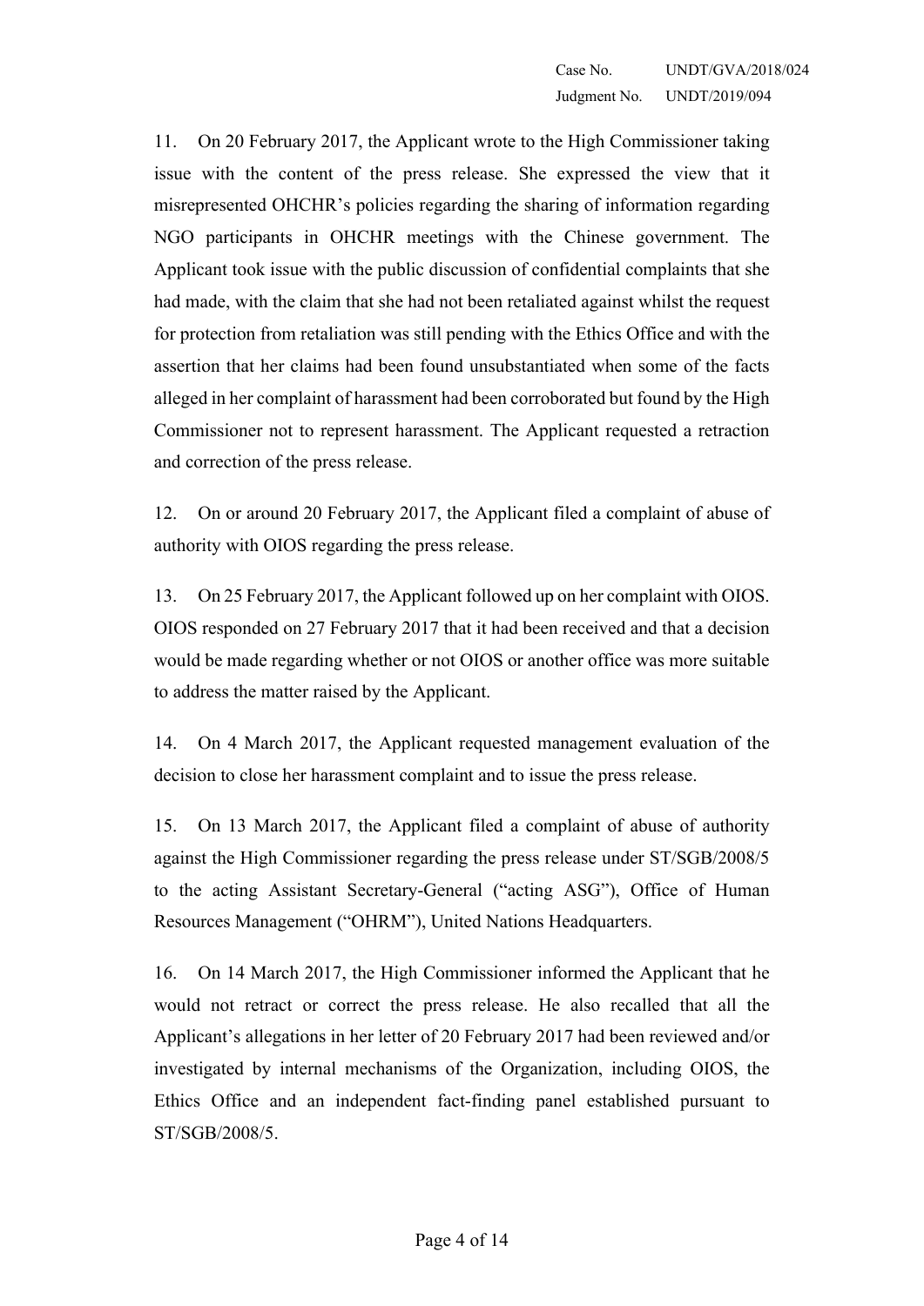11. On 20 February 2017, the Applicant wrote to the High Commissioner taking issue with the content of the press release. She expressed the view that it misrepresented OHCHR's policies regarding the sharing of information regarding NGO participants in OHCHR meetings with the Chinese government. The Applicant took issue with the public discussion of confidential complaints that she had made, with the claim that she had not been retaliated against whilst the request for protection from retaliation was still pending with the Ethics Office and with the assertion that her claims had been found unsubstantiated when some of the facts alleged in her complaint of harassment had been corroborated but found by the High Commissioner not to represent harassment. The Applicant requested a retraction and correction of the press release.

12. On or around 20 February 2017, the Applicant filed a complaint of abuse of authority with OIOS regarding the press release.

13. On 25 February 2017, the Applicant followed up on her complaint with OIOS. OIOS responded on 27 February 2017 that it had been received and that a decision would be made regarding whether or not OIOS or another office was more suitable to address the matter raised by the Applicant.

14. On 4 March 2017, the Applicant requested management evaluation of the decision to close her harassment complaint and to issue the press release.

15. On 13 March 2017, the Applicant filed a complaint of abuse of authority against the High Commissioner regarding the press release under ST/SGB/2008/5 to the acting Assistant Secretary-General ("acting ASG"), Office of Human Resources Management ("OHRM"), United Nations Headquarters.

16. On 14 March 2017, the High Commissioner informed the Applicant that he would not retract or correct the press release. He also recalled that all the Applicant's allegations in her letter of 20 February 2017 had been reviewed and/or investigated by internal mechanisms of the Organization, including OIOS, the Ethics Office and an independent fact-finding panel established pursuant to ST/SGB/2008/5.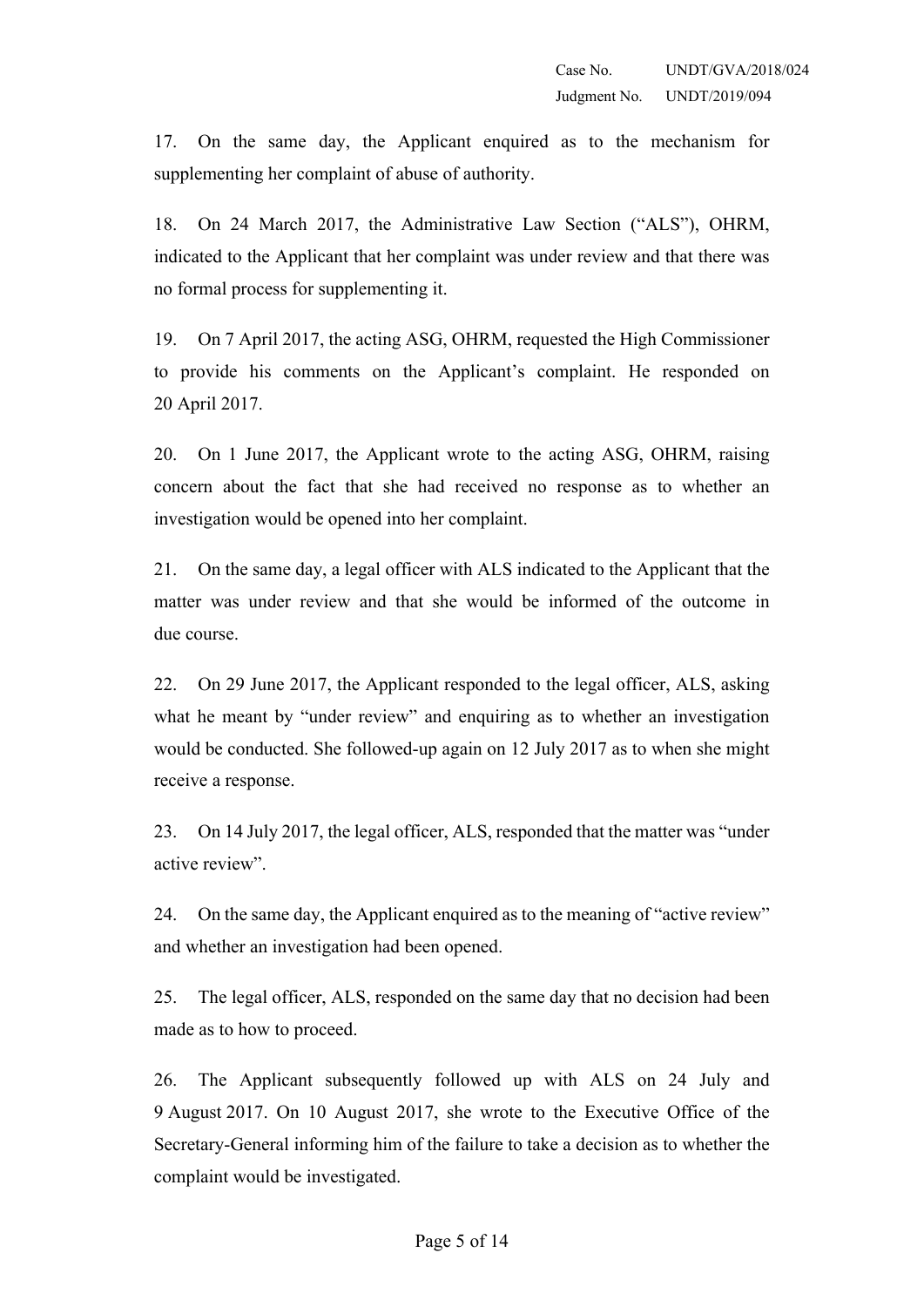17. On the same day, the Applicant enquired as to the mechanism for supplementing her complaint of abuse of authority.

18. On 24 March 2017, the Administrative Law Section ("ALS"), OHRM, indicated to the Applicant that her complaint was under review and that there was no formal process for supplementing it.

19. On 7 April 2017, the acting ASG, OHRM, requested the High Commissioner to provide his comments on the Applicant's complaint. He responded on 20 April 2017.

20. On 1 June 2017, the Applicant wrote to the acting ASG, OHRM, raising concern about the fact that she had received no response as to whether an investigation would be opened into her complaint.

21. On the same day, a legal officer with ALS indicated to the Applicant that the matter was under review and that she would be informed of the outcome in due course.

22. On 29 June 2017, the Applicant responded to the legal officer, ALS, asking what he meant by "under review" and enquiring as to whether an investigation would be conducted. She followed-up again on 12 July 2017 as to when she might receive a response.

23. On 14 July 2017, the legal officer, ALS, responded that the matter was "under active review".

24. On the same day, the Applicant enquired as to the meaning of "active review" and whether an investigation had been opened.

25. The legal officer, ALS, responded on the same day that no decision had been made as to how to proceed.

26. The Applicant subsequently followed up with ALS on 24 July and 9 August 2017. On 10 August 2017, she wrote to the Executive Office of the Secretary-General informing him of the failure to take a decision as to whether the complaint would be investigated.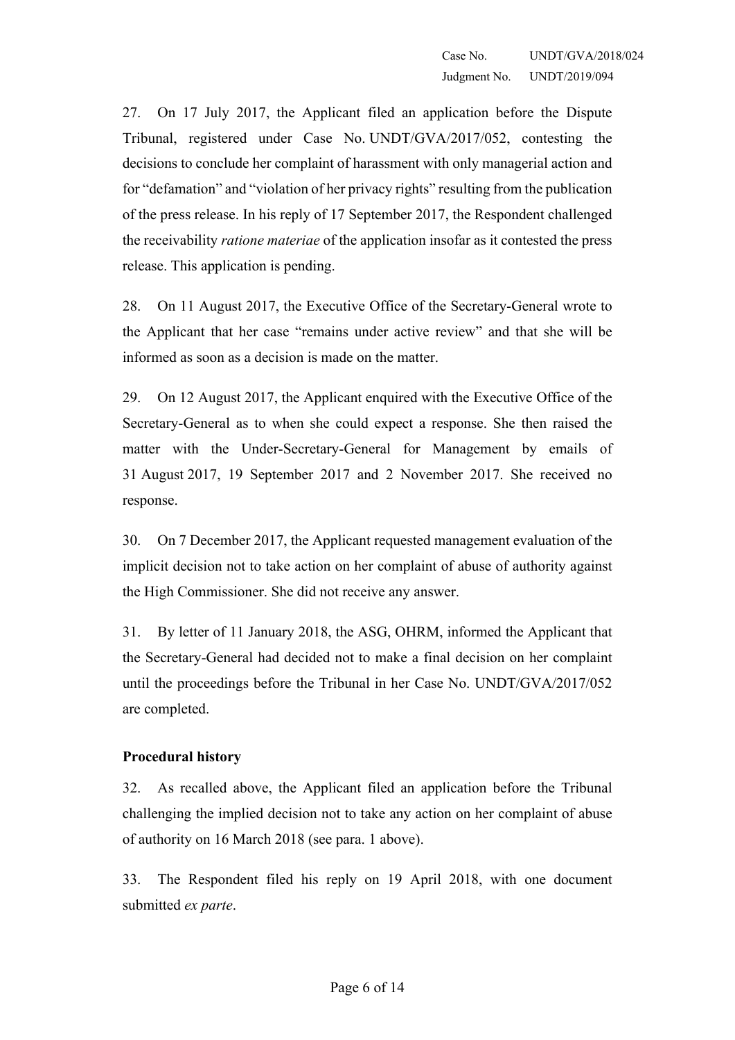27. On 17 July 2017, the Applicant filed an application before the Dispute Tribunal, registered under Case No. UNDT/GVA/2017/052, contesting the decisions to conclude her complaint of harassment with only managerial action and for "defamation" and "violation of her privacy rights" resulting from the publication of the press release. In his reply of 17 September 2017, the Respondent challenged the receivability *ratione materiae* of the application insofar as it contested the press release. This application is pending.

28. On 11 August 2017, the Executive Office of the Secretary-General wrote to the Applicant that her case "remains under active review" and that she will be informed as soon as a decision is made on the matter.

29. On 12 August 2017, the Applicant enquired with the Executive Office of the Secretary-General as to when she could expect a response. She then raised the matter with the Under-Secretary-General for Management by emails of 31 August 2017, 19 September 2017 and 2 November 2017. She received no response.

30. On 7 December 2017, the Applicant requested management evaluation of the implicit decision not to take action on her complaint of abuse of authority against the High Commissioner. She did not receive any answer.

31. By letter of 11 January 2018, the ASG, OHRM, informed the Applicant that the Secretary-General had decided not to make a final decision on her complaint until the proceedings before the Tribunal in her Case No. UNDT/GVA/2017/052 are completed.

**Procedural history**

32. As recalled above, the Applicant filed an application before the Tribunal challenging the implied decision not to take any action on her complaint of abuse of authority on 16 March 2018 (see para. 1 above).

33. The Respondent filed his reply on 19 April 2018, with one document submitted *ex parte*.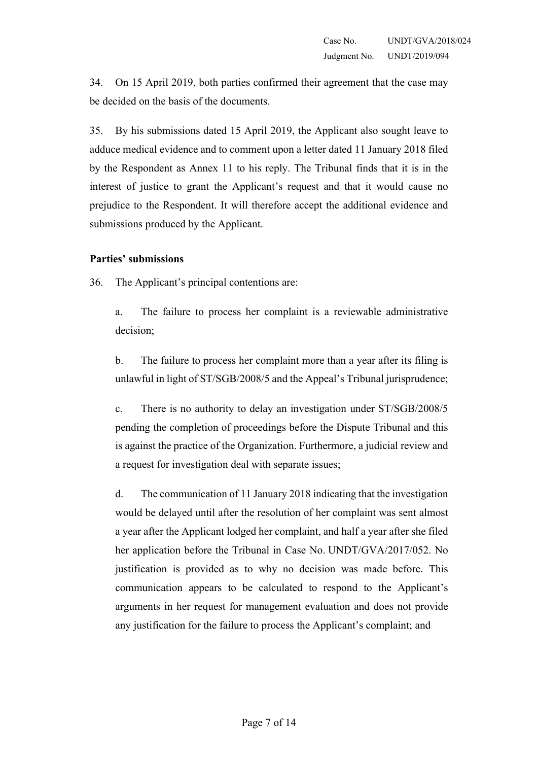34. On 15 April 2019, both parties confirmed their agreement that the case may be decided on the basis of the documents.

35. By his submissions dated 15 April 2019, the Applicant also sought leave to adduce medical evidence and to comment upon a letter dated 11 January 2018 filed by the Respondent as Annex 11 to his reply. The Tribunal finds that it is in the interest of justice to grant the Applicant's request and that it would cause no prejudice to the Respondent. It will therefore accept the additional evidence and submissions produced by the Applicant.

**Parties' submissions**

36. The Applicant's principal contentions are:

a. The failure to process her complaint is a reviewable administrative decision;

b. The failure to process her complaint more than a year after its filing is unlawful in light of ST/SGB/2008/5 and the Appeal's Tribunal jurisprudence;

c. There is no authority to delay an investigation under ST/SGB/2008/5 pending the completion of proceedings before the Dispute Tribunal and this is against the practice of the Organization. Furthermore, a judicial review and a request for investigation deal with separate issues;

d. The communication of 11 January 2018 indicating that the investigation would be delayed until after the resolution of her complaint was sent almost a year after the Applicant lodged her complaint, and half a year after she filed her application before the Tribunal in Case No. UNDT/GVA/2017/052. No justification is provided as to why no decision was made before. This communication appears to be calculated to respond to the Applicant's arguments in her request for management evaluation and does not provide any justification for the failure to process the Applicant's complaint; and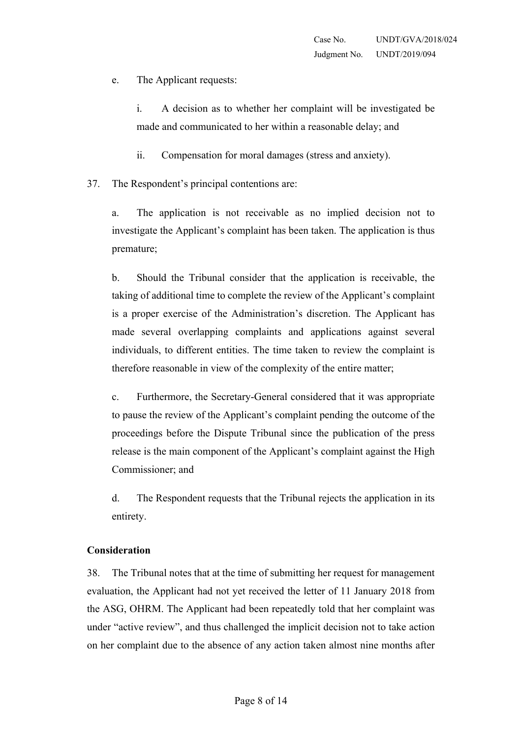e. The Applicant requests:

i. A decision as to whether her complaint will be investigated be made and communicated to her within a reasonable delay; and

ii. Compensation for moral damages (stress and anxiety).

37. The Respondent's principal contentions are:

a. The application is not receivable as no implied decision not to investigate the Applicant's complaint has been taken. The application is thus premature;

b. Should the Tribunal consider that the application is receivable, the taking of additional time to complete the review of the Applicant's complaint is a proper exercise of the Administration's discretion. The Applicant has made several overlapping complaints and applications against several individuals, to different entities. The time taken to review the complaint is therefore reasonable in view of the complexity of the entire matter;

c. Furthermore, the Secretary-General considered that it was appropriate to pause the review of the Applicant's complaint pending the outcome of the proceedings before the Dispute Tribunal since the publication of the press release is the main component of the Applicant's complaint against the High Commissioner; and

d. The Respondent requests that the Tribunal rejects the application in its entirety.

**Consideration**

38. The Tribunal notes that at the time of submitting her request for management evaluation, the Applicant had not yet received the letter of 11 January 2018 from the ASG, OHRM. The Applicant had been repeatedly told that her complaint was under "active review", and thus challenged the implicit decision not to take action on her complaint due to the absence of any action taken almost nine months after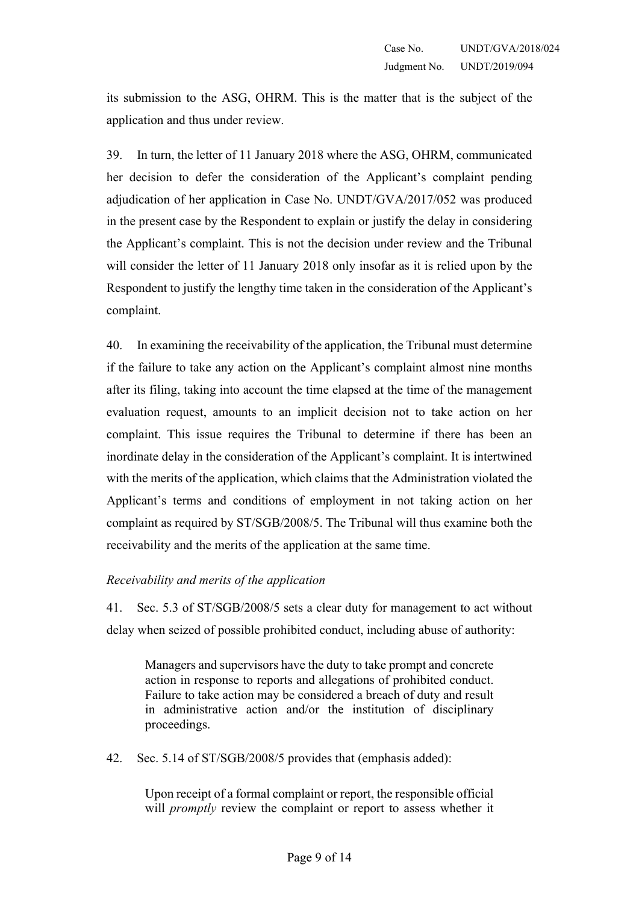its submission to the ASG, OHRM. This is the matter that is the subject of the application and thus under review.

39. In turn, the letter of 11 January 2018 where the ASG, OHRM, communicated her decision to defer the consideration of the Applicant's complaint pending adjudication of her application in Case No. UNDT/GVA/2017/052 was produced in the present case by the Respondent to explain or justify the delay in considering the Applicant's complaint. This is not the decision under review and the Tribunal will consider the letter of 11 January 2018 only insofar as it is relied upon by the Respondent to justify the lengthy time taken in the consideration of the Applicant's complaint.

40. In examining the receivability of the application, the Tribunal must determine if the failure to take any action on the Applicant's complaint almost nine months after its filing, taking into account the time elapsed at the time of the management evaluation request, amounts to an implicit decision not to take action on her complaint. This issue requires the Tribunal to determine if there has been an inordinate delay in the consideration of the Applicant's complaint. It is intertwined with the merits of the application, which claims that the Administration violated the Applicant's terms and conditions of employment in not taking action on her complaint as required by ST/SGB/2008/5. The Tribunal will thus examine both the receivability and the merits of the application at the same time.

*Receivability and merits of the application*

41. Sec. 5.3 of ST/SGB/2008/5 sets a clear duty for management to act without delay when seized of possible prohibited conduct, including abuse of authority:

> Managers and supervisors have the duty to take prompt and concrete action in response to reports and allegations of prohibited conduct. Failure to take action may be considered a breach of duty and result in administrative action and/or the institution of disciplinary proceedings.

42. Sec. 5.14 of ST/SGB/2008/5 provides that (emphasis added):

> Upon receipt of a formal complaint or report, the responsible official will *promptly* review the complaint or report to assess whether it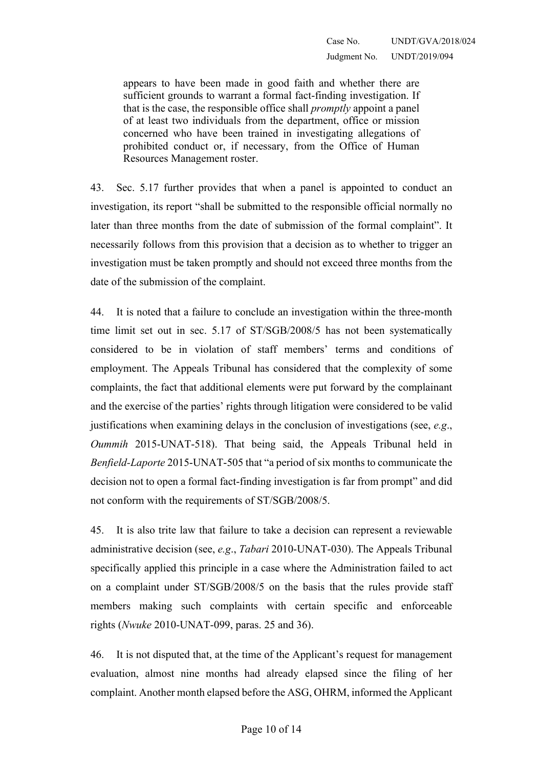> appears to have been made in good faith and whether there are sufficient grounds to warrant a formal fact-finding investigation. If that is the case, the responsible office shall *promptly* appoint a panel of at least two individuals from the department, office or mission concerned who have been trained in investigating allegations of prohibited conduct or, if necessary, from the Office of Human Resources Management roster.

43. Sec. 5.17 further provides that when a panel is appointed to conduct an investigation, its report "shall be submitted to the responsible official normally no later than three months from the date of submission of the formal complaint". It necessarily follows from this provision that a decision as to whether to trigger an investigation must be taken promptly and should not exceed three months from the date of the submission of the complaint.

44. It is noted that a failure to conclude an investigation within the three-month time limit set out in sec. 5.17 of ST/SGB/2008/5 has not been systematically considered to be in violation of staff members' terms and conditions of employment. The Appeals Tribunal has considered that the complexity of some complaints, the fact that additional elements were put forward by the complainant and the exercise of the parties' rights through litigation were considered to be valid justifications when examining delays in the conclusion of investigations (see, *e.g*., *Oummih* 2015-UNAT-518). That being said, the Appeals Tribunal held in *Benfield-Laporte* 2015-UNAT-505 that "a period of six months to communicate the decision not to open a formal fact-finding investigation is far from prompt" and did not conform with the requirements of ST/SGB/2008/5.

45. It is also trite law that failure to take a decision can represent a reviewable administrative decision (see, *e.g*., *Tabari* 2010-UNAT-030). The Appeals Tribunal specifically applied this principle in a case where the Administration failed to act on a complaint under ST/SGB/2008/5 on the basis that the rules provide staff members making such complaints with certain specific and enforceable rights (*Nwuke* 2010-UNAT-099, paras. 25 and 36).

46. It is not disputed that, at the time of the Applicant's request for management evaluation, almost nine months had already elapsed since the filing of her complaint. Another month elapsed before the ASG, OHRM, informed the Applicant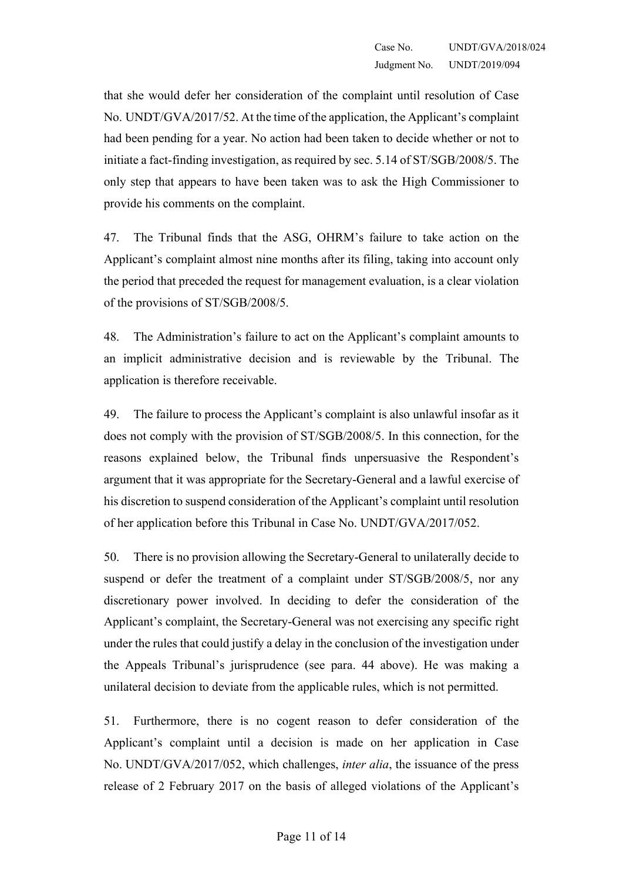that she would defer her consideration of the complaint until resolution of Case No. UNDT/GVA/2017/52. At the time of the application, the Applicant's complaint had been pending for a year. No action had been taken to decide whether or not to initiate a fact-finding investigation, as required by sec. 5.14 of ST/SGB/2008/5. The only step that appears to have been taken was to ask the High Commissioner to provide his comments on the complaint.

47. The Tribunal finds that the ASG, OHRM's failure to take action on the Applicant's complaint almost nine months after its filing, taking into account only the period that preceded the request for management evaluation, is a clear violation of the provisions of ST/SGB/2008/5.

48. The Administration's failure to act on the Applicant's complaint amounts to an implicit administrative decision and is reviewable by the Tribunal. The application is therefore receivable.

49. The failure to process the Applicant's complaint is also unlawful insofar as it does not comply with the provision of ST/SGB/2008/5. In this connection, for the reasons explained below, the Tribunal finds unpersuasive the Respondent's argument that it was appropriate for the Secretary-General and a lawful exercise of his discretion to suspend consideration of the Applicant's complaint until resolution of her application before this Tribunal in Case No. UNDT/GVA/2017/052.

50. There is no provision allowing the Secretary-General to unilaterally decide to suspend or defer the treatment of a complaint under ST/SGB/2008/5, nor any discretionary power involved. In deciding to defer the consideration of the Applicant's complaint, the Secretary-General was not exercising any specific right under the rules that could justify a delay in the conclusion of the investigation under the Appeals Tribunal's jurisprudence (see para. 44 above). He was making a unilateral decision to deviate from the applicable rules, which is not permitted.

51. Furthermore, there is no cogent reason to defer consideration of the Applicant's complaint until a decision is made on her application in Case No. UNDT/GVA/2017/052, which challenges, *inter alia*, the issuance of the press release of 2 February 2017 on the basis of alleged violations of the Applicant's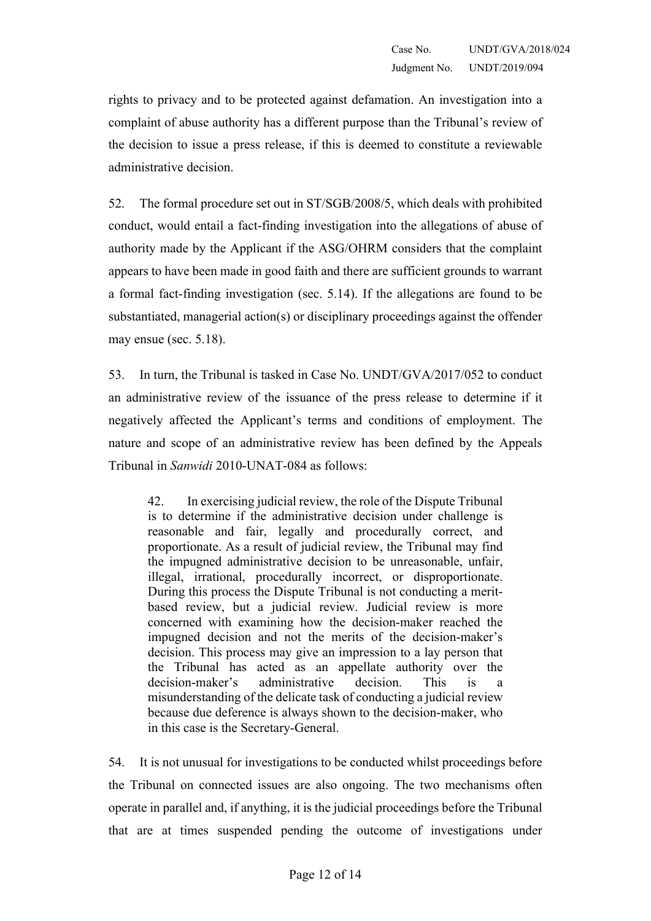rights to privacy and to be protected against defamation. An investigation into a complaint of abuse authority has a different purpose than the Tribunal's review of the decision to issue a press release, if this is deemed to constitute a reviewable administrative decision.

52. The formal procedure set out in ST/SGB/2008/5, which deals with prohibited conduct, would entail a fact-finding investigation into the allegations of abuse of authority made by the Applicant if the ASG/OHRM considers that the complaint appears to have been made in good faith and there are sufficient grounds to warrant a formal fact-finding investigation (sec. 5.14). If the allegations are found to be substantiated, managerial action(s) or disciplinary proceedings against the offender may ensue (sec. 5.18).

53. In turn, the Tribunal is tasked in Case No. UNDT/GVA/2017/052 to conduct an administrative review of the issuance of the press release to determine if it negatively affected the Applicant's terms and conditions of employment. The nature and scope of an administrative review has been defined by the Appeals Tribunal in *Sanwidi* 2010-UNAT-084 as follows:

> 42. In exercising judicial review, the role of the Dispute Tribunal is to determine if the administrative decision under challenge is reasonable and fair, legally and procedurally correct, and proportionate. As a result of judicial review, the Tribunal may find the impugned administrative decision to be unreasonable, unfair, illegal, irrational, procedurally incorrect, or disproportionate. During this process the Dispute Tribunal is not conducting a merit-based review, but a judicial review. Judicial review is more concerned with examining how the decision-maker reached the impugned decision and not the merits of the decision-maker's decision. This process may give an impression to a lay person that the Tribunal has acted as an appellate authority over the decision-maker's administrative decision. This is a misunderstanding of the delicate task of conducting a judicial review because due deference is always shown to the decision-maker, who in this case is the Secretary-General.

54. It is not unusual for investigations to be conducted whilst proceedings before the Tribunal on connected issues are also ongoing. The two mechanisms often operate in parallel and, if anything, it is the judicial proceedings before the Tribunal that are at times suspended pending the outcome of investigations under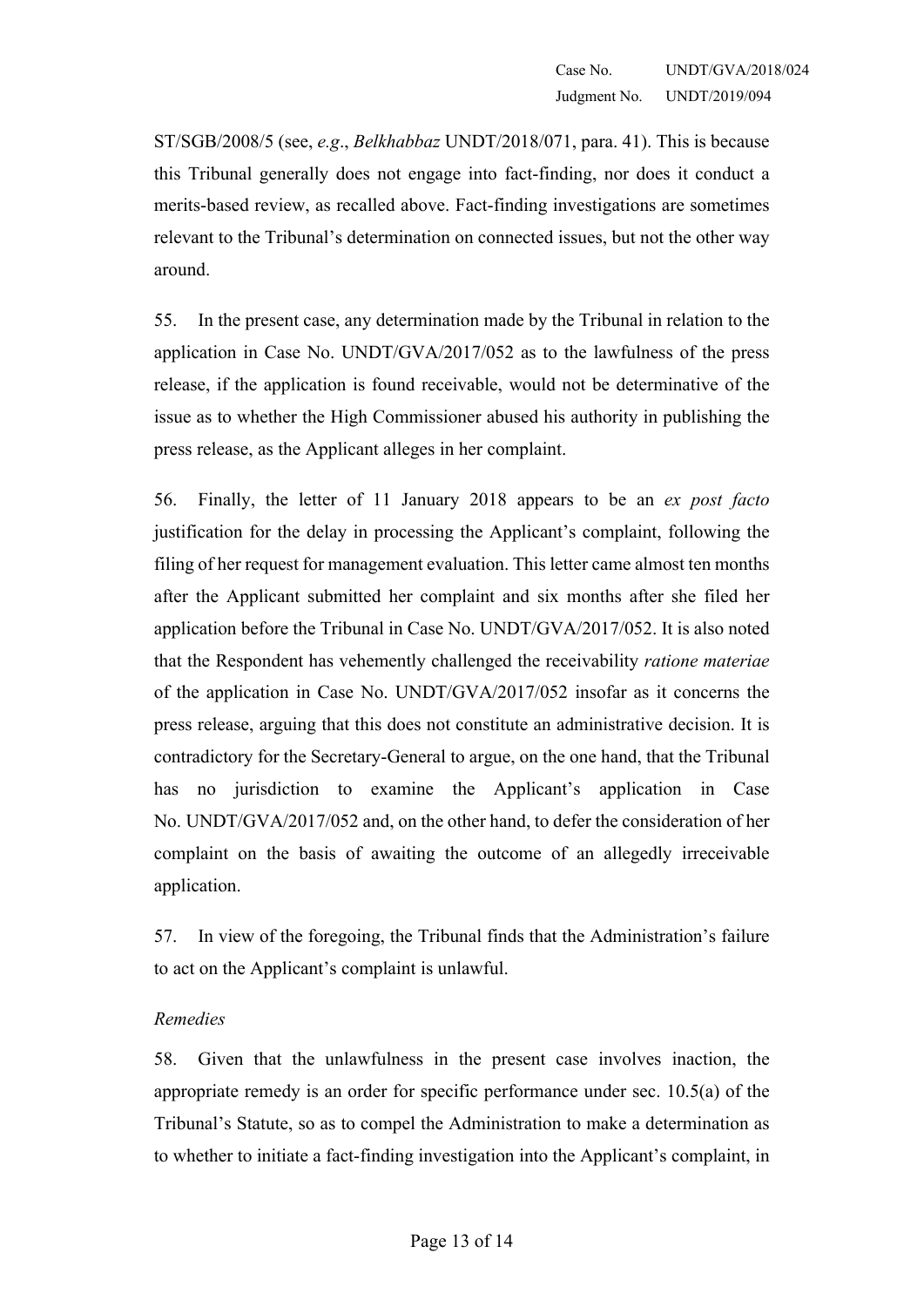ST/SGB/2008/5 (see, *e.g*., *Belkhabbaz* UNDT/2018/071, para. 41). This is because this Tribunal generally does not engage into fact-finding, nor does it conduct a merits-based review, as recalled above. Fact-finding investigations are sometimes relevant to the Tribunal's determination on connected issues, but not the other way around.

55. In the present case, any determination made by the Tribunal in relation to the application in Case No. UNDT/GVA/2017/052 as to the lawfulness of the press release, if the application is found receivable, would not be determinative of the issue as to whether the High Commissioner abused his authority in publishing the press release, as the Applicant alleges in her complaint.

56. Finally, the letter of 11 January 2018 appears to be an *ex post facto* justification for the delay in processing the Applicant's complaint, following the filing of her request for management evaluation. This letter came almost ten months after the Applicant submitted her complaint and six months after she filed her application before the Tribunal in Case No. UNDT/GVA/2017/052. It is also noted that the Respondent has vehemently challenged the receivability *ratione materiae* of the application in Case No. UNDT/GVA/2017/052 insofar as it concerns the press release, arguing that this does not constitute an administrative decision. It is contradictory for the Secretary-General to argue, on the one hand, that the Tribunal has no jurisdiction to examine the Applicant's application in Case No. UNDT/GVA/2017/052 and, on the other hand, to defer the consideration of her complaint on the basis of awaiting the outcome of an allegedly irreceivable application.

57. In view of the foregoing, the Tribunal finds that the Administration's failure to act on the Applicant's complaint is unlawful.

*Remedies*

58. Given that the unlawfulness in the present case involves inaction, the appropriate remedy is an order for specific performance under sec. 10.5(a) of the Tribunal's Statute, so as to compel the Administration to make a determination as to whether to initiate a fact-finding investigation into the Applicant's complaint, in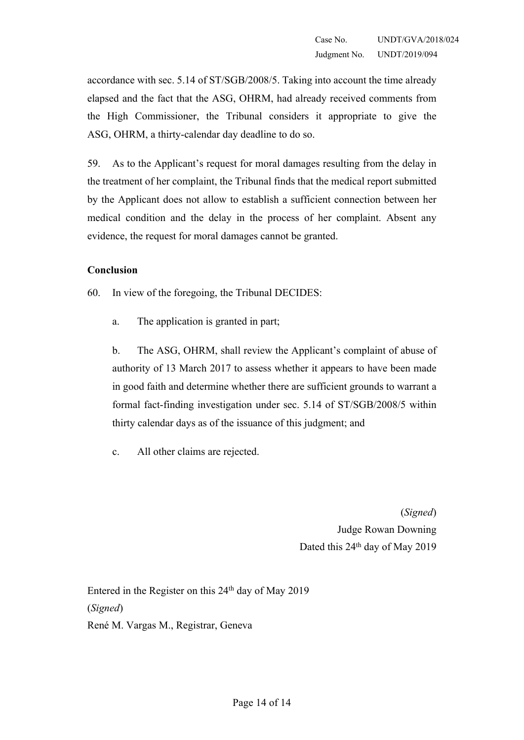accordance with sec. 5.14 of ST/SGB/2008/5. Taking into account the time already elapsed and the fact that the ASG, OHRM, had already received comments from the High Commissioner, the Tribunal considers it appropriate to give the ASG, OHRM, a thirty-calendar day deadline to do so.

59. As to the Applicant's request for moral damages resulting from the delay in the treatment of her complaint, the Tribunal finds that the medical report submitted by the Applicant does not allow to establish a sufficient connection between her medical condition and the delay in the process of her complaint. Absent any evidence, the request for moral damages cannot be granted.

**Conclusion**

60. In view of the foregoing, the Tribunal DECIDES:

a. The application is granted in part;

b. The ASG, OHRM, shall review the Applicant's complaint of abuse of authority of 13 March 2017 to assess whether it appears to have been made in good faith and determine whether there are sufficient grounds to warrant a formal fact-finding investigation under sec. 5.14 of ST/SGB/2008/5 within thirty calendar days as of the issuance of this judgment; and

c. All other claims are rejected.

(*Signed*)
Judge Rowan Downing
Dated this 24th day of May 2019

Entered in the Register on this 24th day of May 2019
(*Signed*)
René M. Vargas M., Registrar, Geneva